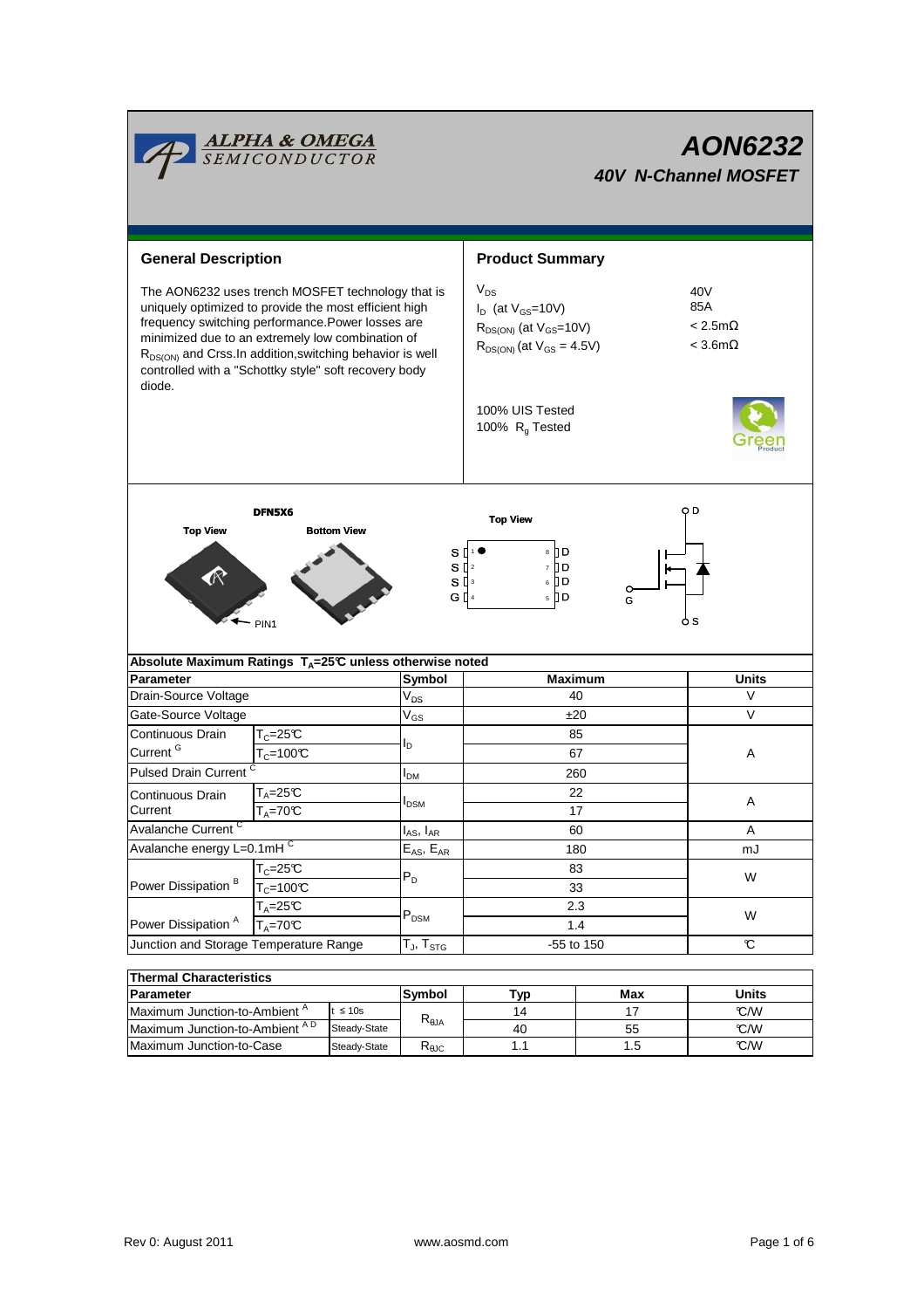# AON6232

## 40V N-Channel MOSFET

## General Description

The AON6232 uses trench MOSFET technology that is uniquely optimized to provide the most efficient high frequency switching performance.Power losses are minimized due to an extremely low combination of $R_{DS(ON)}$ and Crss.In addition,switching behavior is well controlled with a "Schottky style" soft recovery body diode.

## Product Summary

| | |
|---|---|
| $V_{DS}$ | 40V |
| $I_D$ (at $V_{GS}$=10V) | 85A |
| $R_{DS(ON)}$ (at $V_{GS}$=10V) | < 2.5mΩ |
| $R_{DS(ON)}$ (at $V_{GS}$ = 4.5V) | < 3.6mΩ |

100% UIS Tested
100% $R_g$ Tested

DFN5X6

Top View / Bottom View / PIN1

Top View: S 1 / S 2 / S 3 / G 4 — 8 D / 7 D / 6 D / 5 D

D, G, S

| Absolute Maximum Ratings $T_A$=25℃ unless otherwise noted | | | | |
|---|---|---|---|---|
| **Parameter** | | **Symbol** | **Maximum** | **Units** |
| Drain-Source Voltage | | $V_{DS}$ | 40 | V |
| Gate-Source Voltage | | $V_{GS}$ | ±20 | V |
| Continuous Drain Current [G] | $T_C$=25℃ | $I_D$ | 85 | A |
| | $T_C$=100℃ | | 67 | |
| Pulsed Drain Current [C] | | $I_{DM}$ | 260 | |
| Continuous Drain Current | $T_A$=25℃ | $I_{DSM}$ | 22 | A |
| | $T_A$=70℃ | | 17 | |
| Avalanche Current [C] | | $I_{AS}$, $I_{AR}$ | 60 | A |
| Avalanche energy L=0.1mH [C] | | $E_{AS}$, $E_{AR}$ | 180 | mJ |
| Power Dissipation [B] | $T_C$=25℃ | $P_D$ | 83 | W |
| | $T_C$=100℃ | | 33 | |
| Power Dissipation [A] | $T_A$=25℃ | $P_{DSM}$ | 2.3 | W |
| | $T_A$=70℃ | | 1.4 | |
| Junction and Storage Temperature Range | | $T_J$, $T_{STG}$ | -55 to 150 | ℃ |

| Thermal Characteristics | | | | | |
|---|---|---|---|---|---|
| **Parameter** | | **Symbol** | **Typ** | **Max** | **Units** |
| Maximum Junction-to-Ambient [A] | t ≤ 10s | $R_{\theta JA}$ | 14 | 17 | ℃/W |
| Maximum Junction-to-Ambient [A D] | Steady-State | | 40 | 55 | ℃/W |
| Maximum Junction-to-Case | Steady-State | $R_{\theta JC}$ | 1.1 | 1.5 | ℃/W |

Rev 0: August 2011 www.aosmd.com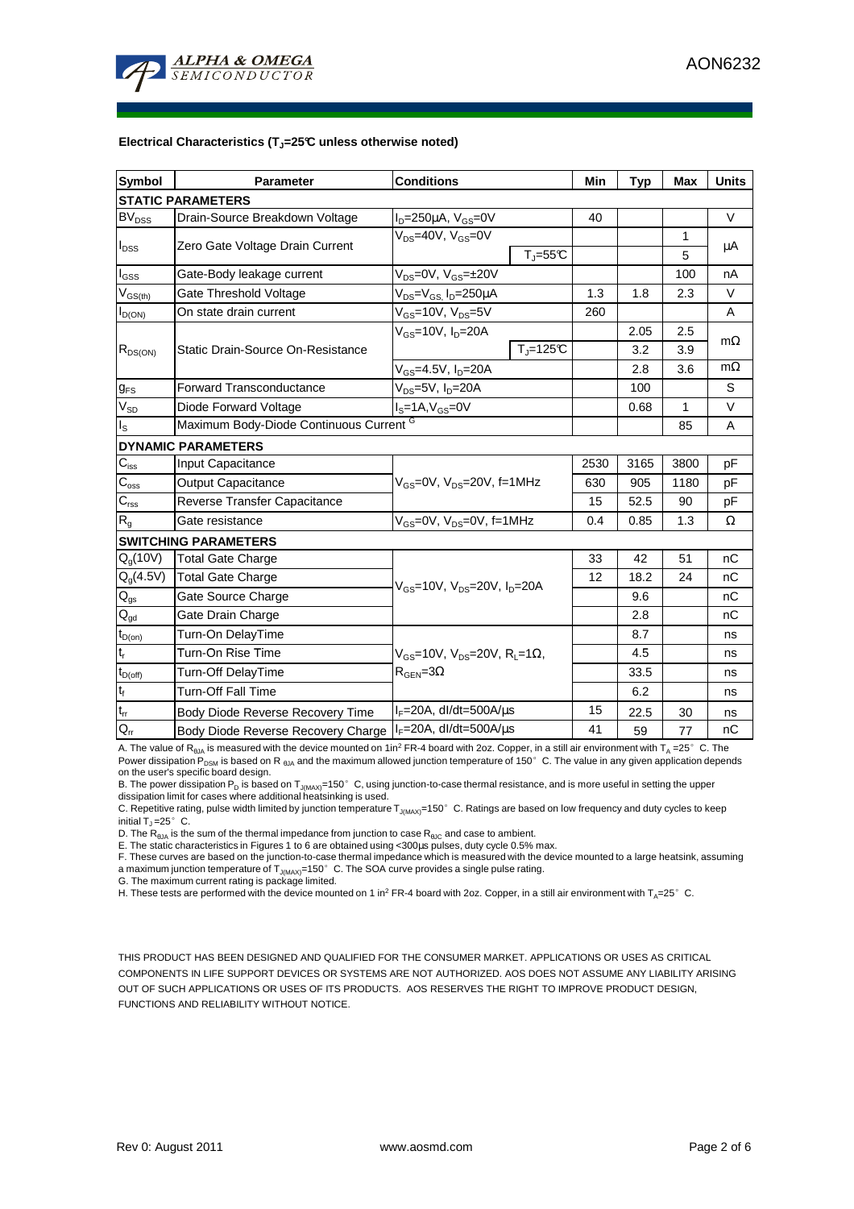**Electrical Characteristics ($T_J$=25°C unless otherwise noted)**

| Symbol | Parameter | Conditions | | Min | Typ | Max | Units |
|---|---|---|---|---|---|---|---|
| **STATIC PARAMETERS** | | | | | | | |
| $BV_{DSS}$ | Drain-Source Breakdown Voltage | $I_D$=250µA, $V_{GS}$=0V | | 40 | | | V |
| $I_{DSS}$ | Zero Gate Voltage Drain Current | $V_{DS}$=40V, $V_{GS}$=0V | | | | 1 | µA |
| | | | $T_J$=55°C | | | 5 | |
| $I_{GSS}$ | Gate-Body leakage current | $V_{DS}$=0V, $V_{GS}$=±20V | | | | 100 | nA |
| $V_{GS(th)}$ | Gate Threshold Voltage | $V_{DS}$=$V_{GS}$, $I_D$=250µA | | 1.3 | 1.8 | 2.3 | V |
| $I_{D(ON)}$ | On state drain current | $V_{GS}$=10V, $V_{DS}$=5V | | 260 | | | A |
| $R_{DS(ON)}$ | Static Drain-Source On-Resistance | $V_{GS}$=10V, $I_D$=20A | | | 2.05 | 2.5 | mΩ |
| | | | $T_J$=125°C | | 3.2 | 3.9 | |
| | | $V_{GS}$=4.5V, $I_D$=20A | | | 2.8 | 3.6 | mΩ |
| $g_{FS}$ | Forward Transconductance | $V_{DS}$=5V, $I_D$=20A | | | 100 | | S |
| $V_{SD}$ | Diode Forward Voltage | $I_S$=1A, $V_{GS}$=0V | | | 0.68 | 1 | V |
| $I_S$ | Maximum Body-Diode Continuous Current [G] | | | | | 85 | A |
| **DYNAMIC PARAMETERS** | | | | | | | |
| $C_{iss}$ | Input Capacitance | $V_{GS}$=0V, $V_{DS}$=20V, f=1MHz | | 2530 | 3165 | 3800 | pF |
| $C_{oss}$ | Output Capacitance | | | 630 | 905 | 1180 | pF |
| $C_{rss}$ | Reverse Transfer Capacitance | | | 15 | 52.5 | 90 | pF |
| $R_g$ | Gate resistance | $V_{GS}$=0V, $V_{DS}$=0V, f=1MHz | | 0.4 | 0.85 | 1.3 | Ω |
| **SWITCHING PARAMETERS** | | | | | | | |
| $Q_g$(10V) | Total Gate Charge | $V_{GS}$=10V, $V_{DS}$=20V, $I_D$=20A | | 33 | 42 | 51 | nC |
| $Q_g$(4.5V) | Total Gate Charge | | | 12 | 18.2 | 24 | nC |
| $Q_{gs}$ | Gate Source Charge | | | | 9.6 | | nC |
| $Q_{gd}$ | Gate Drain Charge | | | | 2.8 | | nC |
| $t_{D(on)}$ | Turn-On DelayTime | $V_{GS}$=10V, $V_{DS}$=20V, $R_L$=1Ω, $R_{GEN}$=3Ω | | | 8.7 | | ns |
| $t_r$ | Turn-On Rise Time | | | | 4.5 | | ns |
| $t_{D(off)}$ | Turn-Off DelayTime | | | | 33.5 | | ns |
| $t_f$ | Turn-Off Fall Time | | | | 6.2 | | ns |
| $t_{rr}$ | Body Diode Reverse Recovery Time | $I_F$=20A, dI/dt=500A/µs | | 15 | 22.5 | 30 | ns |
| $Q_{rr}$ | Body Diode Reverse Recovery Charge | $I_F$=20A, dI/dt=500A/µs | | 41 | 59 | 77 | nC |

A. The value of $R_{\theta JA}$ is measured with the device mounted on 1in² FR-4 board with 2oz. Copper, in a still air environment with $T_A$ =25° C. The Power dissipation $P_{DSM}$ is based on $R_{\theta JA}$ and the maximum allowed junction temperature of 150° C. The value in any given application depends on the user's specific board design.
B. The power dissipation $P_D$ is based on $T_{J(MAX)}$=150° C, using junction-to-case thermal resistance, and is more useful in setting the upper dissipation limit for cases where additional heatsinking is used.
C. Repetitive rating, pulse width limited by junction temperature $T_{J(MAX)}$=150° C. Ratings are based on low frequency and duty cycles to keep initial $T_J$ =25° C.
D. The $R_{\theta JA}$ is the sum of the thermal impedance from junction to case $R_{\theta JC}$ and case to ambient.
E. The static characteristics in Figures 1 to 6 are obtained using <300µs pulses, duty cycle 0.5% max.
F. These curves are based on the junction-to-case thermal impedance which is measured with the device mounted to a large heatsink, assuming a maximum junction temperature of $T_{J(MAX)}$=150° C. The SOA curve provides a single pulse rating.
G. The maximum current rating is package limited.
H. These tests are performed with the device mounted on 1 in² FR-4 board with 2oz. Copper, in a still air environment with $T_A$=25° C.

THIS PRODUCT HAS BEEN DESIGNED AND QUALIFIED FOR THE CONSUMER MARKET. APPLICATIONS OR USES AS CRITICAL COMPONENTS IN LIFE SUPPORT DEVICES OR SYSTEMS ARE NOT AUTHORIZED. AOS DOES NOT ASSUME ANY LIABILITY ARISING OUT OF SUCH APPLICATIONS OR USES OF ITS PRODUCTS. AOS RESERVES THE RIGHT TO IMPROVE PRODUCT DESIGN, FUNCTIONS AND RELIABILITY WITHOUT NOTICE.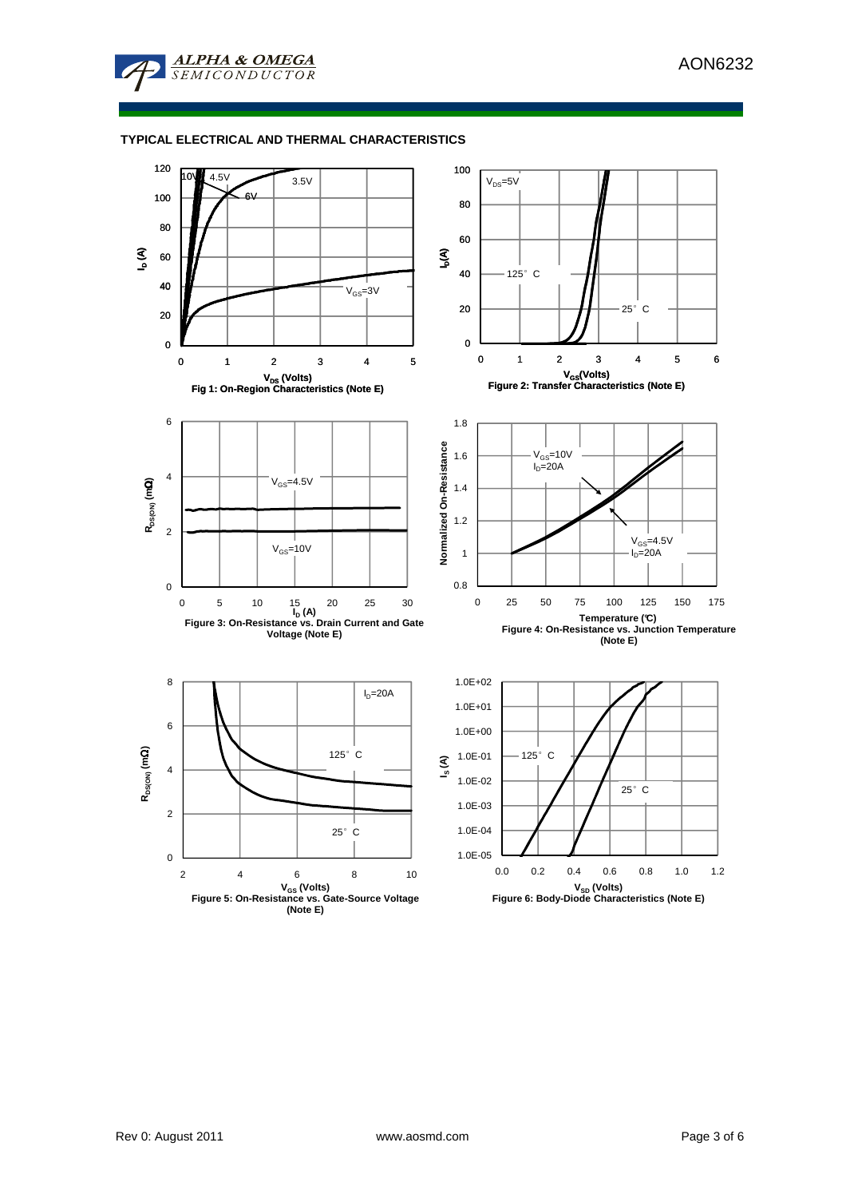## TYPICAL ELECTRICAL AND THERMAL CHARACTERISTICS

Fig 1: On-Region Characteristics (Note E)

Figure 2: Transfer Characteristics (Note E)

Figure 3: On-Resistance vs. Drain Current and Gate Voltage (Note E)

Figure 4: On-Resistance vs. Junction Temperature (Note E)

Figure 5: On-Resistance vs. Gate-Source Voltage (Note E)

Figure 6: Body-Diode Characteristics (Note E)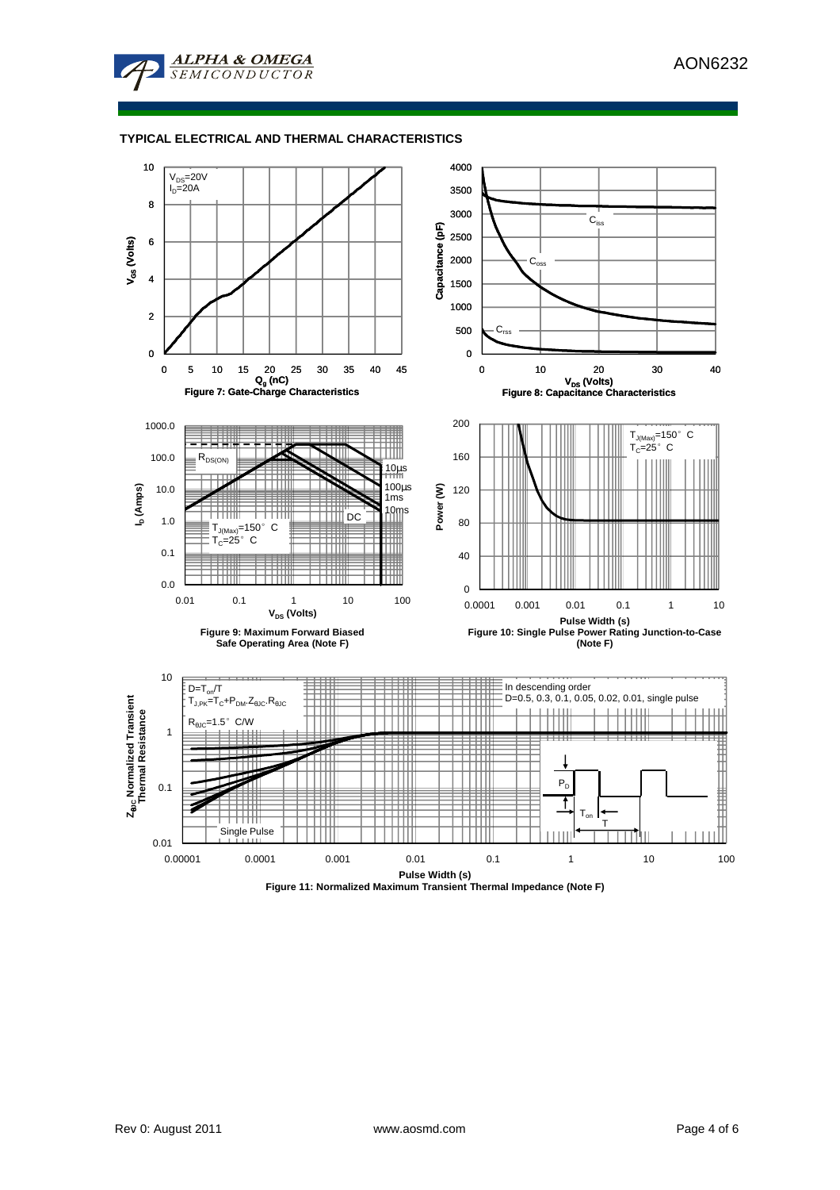## TYPICAL ELECTRICAL AND THERMAL CHARACTERISTICS

$V_{DS}$=20V
$I_D$=20A

$V_{GS}$ (Volts)

$Q_g$ (nC)

**Figure 7: Gate-Charge Characteristics**

$C_{iss}$

$C_{oss}$

$C_{rss}$

Capacitance (pF)

$V_{DS}$ (Volts)

**Figure 8: Capacitance Characteristics**

$R_{DS(ON)}$

10µs

100µs

1ms

10ms

DC

$T_{J(Max)}$=150° C
$T_C$=25° C

$I_D$ (Amps)

$V_{DS}$ (Volts)

**Figure 9: Maximum Forward Biased Safe Operating Area (Note F)**

$T_{J(Max)}$=150° C
$T_C$=25° C

Power (W)

Pulse Width (s)

**Figure 10: Single Pulse Power Rating Junction-to-Case (Note F)**

$D=T_{on}/T$
$T_{J,PK}=T_C+P_{DM}.Z_{\theta JC}.R_{\theta JC}$

$R_{\theta JC}$=1.5° C/W

In descending order
D=0.5, 0.3, 0.1, 0.05, 0.02, 0.01, single pulse

Single Pulse

$P_D$

$T_{on}$

T

$Z_{\theta JC}$ Normalized Transient Thermal Resistance

Pulse Width (s)

**Figure 11: Normalized Maximum Transient Thermal Impedance (Note F)**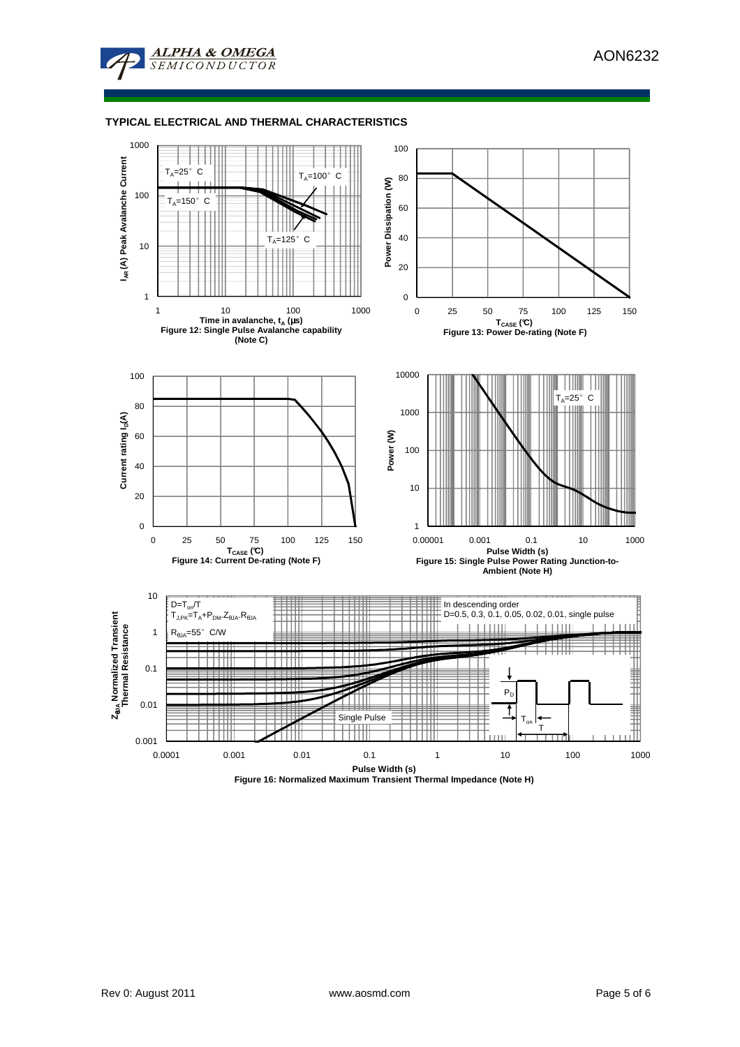## TYPICAL ELECTRICAL AND THERMAL CHARACTERISTICS

Figure 12: Single Pulse Avalanche capability (Note C)

Figure 13: Power De-rating (Note F)

Figure 14: Current De-rating (Note F)

Figure 15: Single Pulse Power Rating Junction-to-Ambient (Note H)

Figure 16: Normalized Maximum Transient Thermal Impedance (Note H)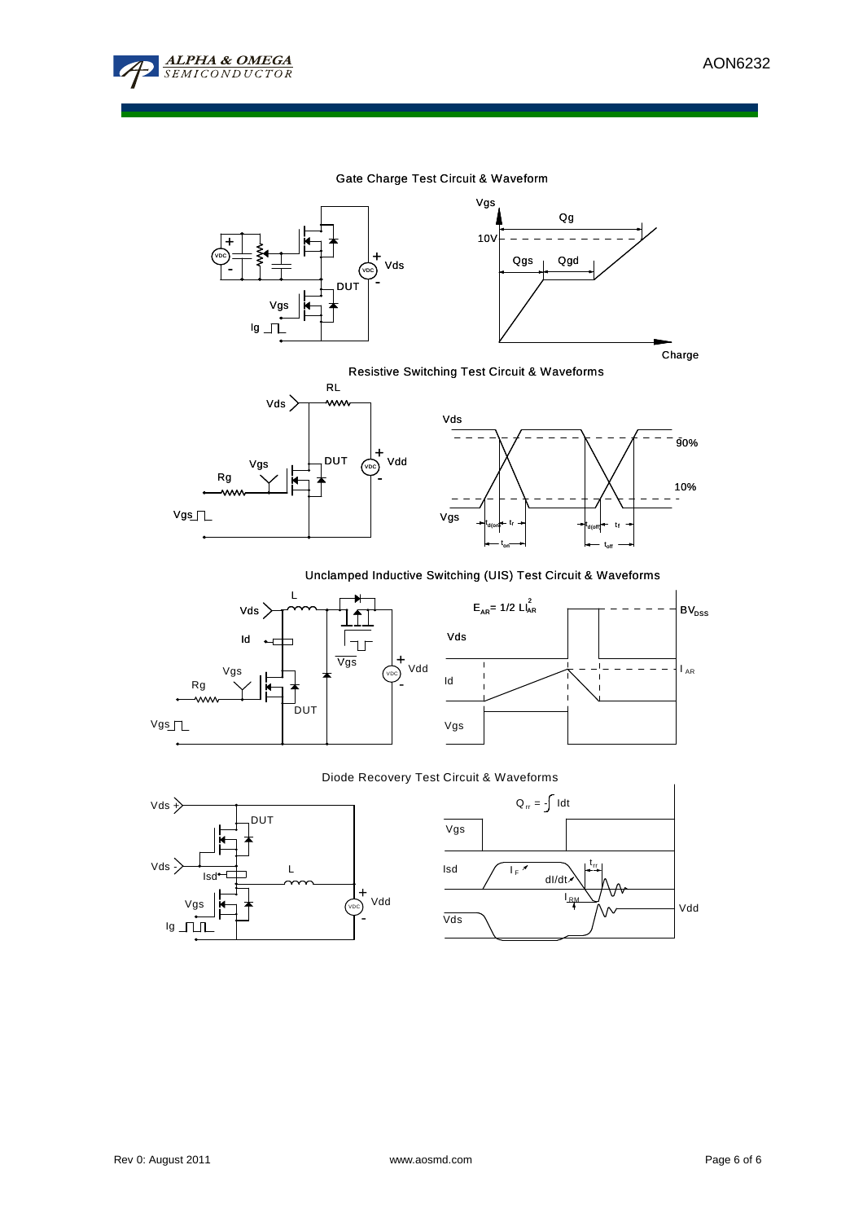## Gate Charge Test Circuit & Waveform

VDC
+
-
Vds
+
-
DUT
Vgs
Ig

Vgs
Qg
10V
Qgs
Qgd
Charge

## Resistive Switching Test Circuit & Waveforms

RL
Vds
Vgs
DUT
Rg
Vgs
VDC
+
Vdd
-

Vds
90%
10%
Vgs
$t_{d(on)}$
$t_r$
$t_{on}$
$t_{d(off)}$
$t_f$
$t_{off}$

## Unclamped Inductive Switching (UIS) Test Circuit & Waveforms

L
Vds
Id
Vgs
Rg
Vgs
DUT
Vgs
+
Vdd
-

$E_{AR} = 1/2\ LI_{AR}^2$
$BV_{DSS}$
Vds
Id
$I_{AR}$
Vgs

## Diode Recovery Test Circuit & Waveforms

Vds +
DUT
Vds -
Isd
L
Vgs
Ig
+
Vdd
-

$Q_{rr} = -\int Idt$
Vgs
Isd
$I_F$
dI/dt
$t_{rr}$
$I_{RM}$
Vds
Vdd